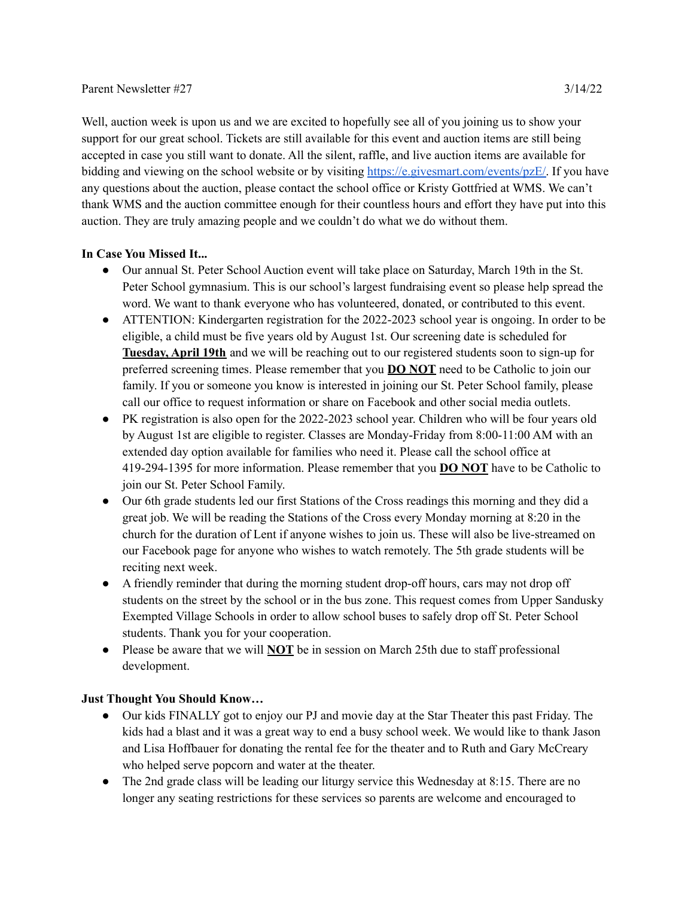Parent Newsletter #27 3/14/22

Well, auction week is upon us and we are excited to hopefully see all of you joining us to show your support for our great school. Tickets are still available for this event and auction items are still being accepted in case you still want to donate. All the silent, raffle, and live auction items are available for bidding and viewing on the school website or by visiting [https://e.givesmart.com/events/pzE/](https://e.givesmart.com/events/pzE/). If you have any questions about the auction, please contact the school office or Kristy Gottfried at WMS. We can't thank WMS and the auction committee enough for their countless hours and effort they have put into this auction. They are truly amazing people and we couldn't do what we do without them.

**In Case You Missed It...**

- Our annual St. Peter School Auction event will take place on Saturday, March 19th in the St. Peter School gymnasium. This is our school's largest fundraising event so please help spread the word. We want to thank everyone who has volunteered, donated, or contributed to this event.
- ATTENTION: Kindergarten registration for the 2022-2023 school year is ongoing. In order to be eligible, a child must be five years old by August 1st. Our screening date is scheduled for **<u>Tuesday, April 19th</u>** and we will be reaching out to our registered students soon to sign-up for preferred screening times. Please remember that you **<u>DO NOT</u>** need to be Catholic to join our family. If you or someone you know is interested in joining our St. Peter School family, please call our office to request information or share on Facebook and other social media outlets.
- PK registration is also open for the 2022-2023 school year. Children who will be four years old by August 1st are eligible to register. Classes are Monday-Friday from 8:00-11:00 AM with an extended day option available for families who need it. Please call the school office at 419-294-1395 for more information. Please remember that you **<u>DO NOT</u>** have to be Catholic to join our St. Peter School Family.
- Our 6th grade students led our first Stations of the Cross readings this morning and they did a great job. We will be reading the Stations of the Cross every Monday morning at 8:20 in the church for the duration of Lent if anyone wishes to join us. These will also be live-streamed on our Facebook page for anyone who wishes to watch remotely. The 5th grade students will be reciting next week.
- A friendly reminder that during the morning student drop-off hours, cars may not drop off students on the street by the school or in the bus zone. This request comes from Upper Sandusky Exempted Village Schools in order to allow school buses to safely drop off St. Peter School students. Thank you for your cooperation.
- Please be aware that we will **<u>NOT</u>** be in session on March 25th due to staff professional development.

**Just Thought You Should Know…**

- Our kids FINALLY got to enjoy our PJ and movie day at the Star Theater this past Friday. The kids had a blast and it was a great way to end a busy school week. We would like to thank Jason and Lisa Hoffbauer for donating the rental fee for the theater and to Ruth and Gary McCreary who helped serve popcorn and water at the theater.
- The 2nd grade class will be leading our liturgy service this Wednesday at 8:15. There are no longer any seating restrictions for these services so parents are welcome and encouraged to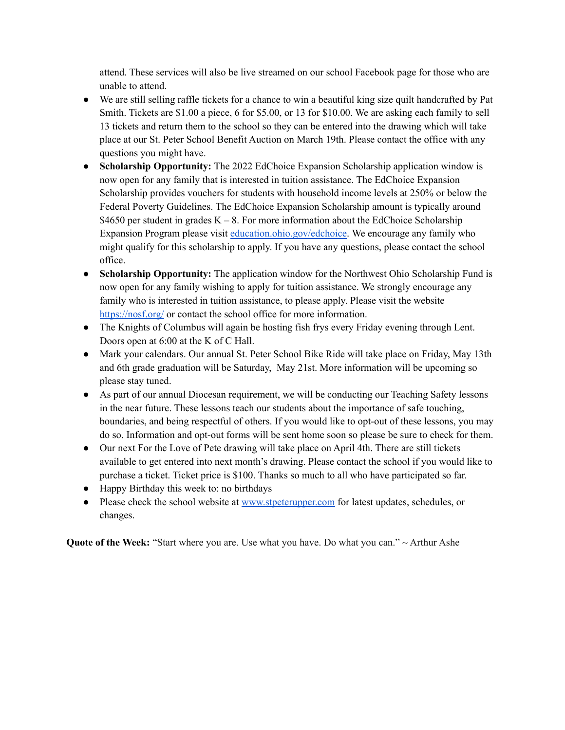attend. These services will also be live streamed on our school Facebook page for those who are unable to attend.

- We are still selling raffle tickets for a chance to win a beautiful king size quilt handcrafted by Pat Smith. Tickets are $1.00 a piece, 6 for $5.00, or 13 for $10.00. We are asking each family to sell 13 tickets and return them to the school so they can be entered into the drawing which will take place at our St. Peter School Benefit Auction on March 19th. Please contact the office with any questions you might have.
- **Scholarship Opportunity:** The 2022 EdChoice Expansion Scholarship application window is now open for any family that is interested in tuition assistance. The EdChoice Expansion Scholarship provides vouchers for students with household income levels at 250% or below the Federal Poverty Guidelines. The EdChoice Expansion Scholarship amount is typically around $4650 per student in grades K – 8. For more information about the EdChoice Scholarship Expansion Program please visit [education.ohio.gov/edchoice](education.ohio.gov/edchoice). We encourage any family who might qualify for this scholarship to apply. If you have any questions, please contact the school office.
- **Scholarship Opportunity:** The application window for the Northwest Ohio Scholarship Fund is now open for any family wishing to apply for tuition assistance. We strongly encourage any family who is interested in tuition assistance, to please apply. Please visit the website [https://nosf.org/](https://nosf.org/) or contact the school office for more information.
- The Knights of Columbus will again be hosting fish frys every Friday evening through Lent. Doors open at 6:00 at the K of C Hall.
- Mark your calendars. Our annual St. Peter School Bike Ride will take place on Friday, May 13th and 6th grade graduation will be Saturday, May 21st. More information will be upcoming so please stay tuned.
- As part of our annual Diocesan requirement, we will be conducting our Teaching Safety lessons in the near future. These lessons teach our students about the importance of safe touching, boundaries, and being respectful of others. If you would like to opt-out of these lessons, you may do so. Information and opt-out forms will be sent home soon so please be sure to check for them.
- Our next For the Love of Pete drawing will take place on April 4th. There are still tickets available to get entered into next month's drawing. Please contact the school if you would like to purchase a ticket. Ticket price is $100. Thanks so much to all who have participated so far.
- Happy Birthday this week to: no birthdays
- Please check the school website at [www.stpeterupper.com](www.stpeterupper.com) for latest updates, schedules, or changes.

**Quote of the Week:** "Start where you are. Use what you have. Do what you can." ~ Arthur Ashe